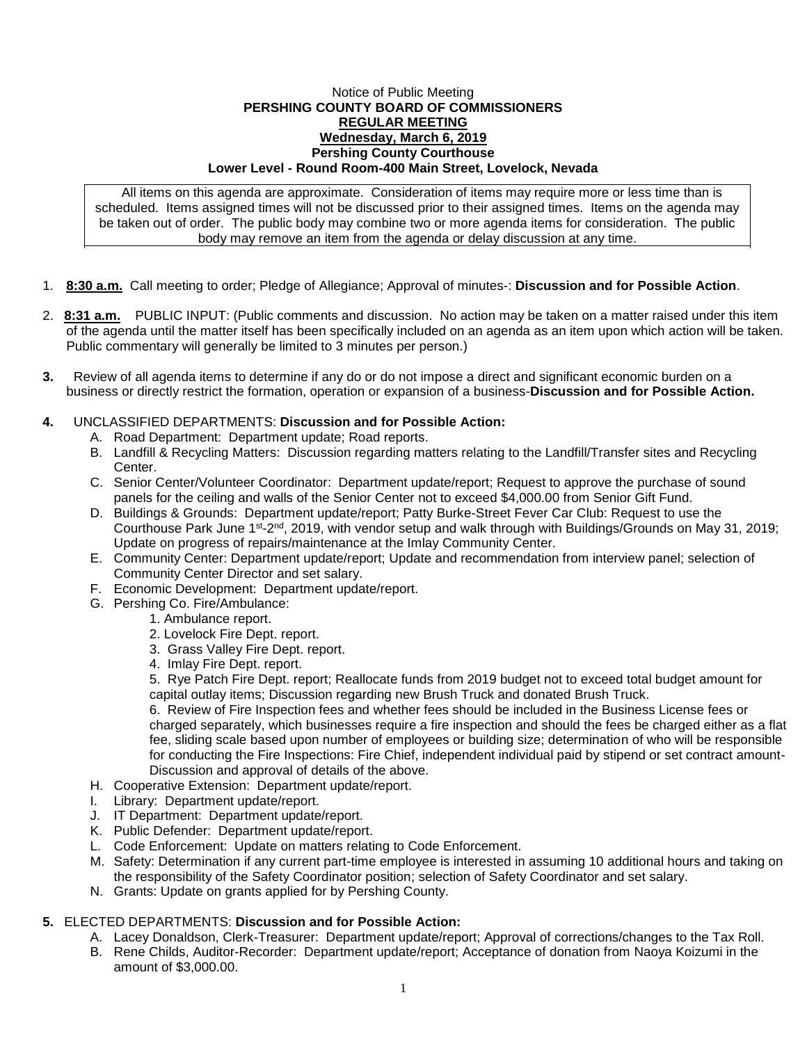Notice of Public Meeting
**PERSHING COUNTY BOARD OF COMMISSIONERS**
**REGULAR MEETING**
**Wednesday, March 6, 2019**
**Pershing County Courthouse**
**Lower Level - Round Room-400 Main Street, Lovelock, Nevada**

All items on this agenda are approximate. Consideration of items may require more or less time than is scheduled. Items assigned times will not be discussed prior to their assigned times. Items on the agenda may be taken out of order. The public body may combine two or more agenda items for consideration. The public body may remove an item from the agenda or delay discussion at any time.

1. **8:30 a.m.** Call meeting to order; Pledge of Allegiance; Approval of minutes-: **Discussion and for Possible Action**.

2. **8:31 a.m.** PUBLIC INPUT: (Public comments and discussion. No action may be taken on a matter raised under this item of the agenda until the matter itself has been specifically included on an agenda as an item upon which action will be taken. Public commentary will generally be limited to 3 minutes per person.)

3. Review of all agenda items to determine if any do or do not impose a direct and significant economic burden on a business or directly restrict the formation, operation or expansion of a business-**Discussion and for Possible Action.**

4. UNCLASSIFIED DEPARTMENTS: **Discussion and for Possible Action:**
   A. Road Department: Department update; Road reports.
   B. Landfill & Recycling Matters: Discussion regarding matters relating to the Landfill/Transfer sites and Recycling Center.
   C. Senior Center/Volunteer Coordinator: Department update/report; Request to approve the purchase of sound panels for the ceiling and walls of the Senior Center not to exceed $4,000.00 from Senior Gift Fund.
   D. Buildings & Grounds: Department update/report; Patty Burke-Street Fever Car Club: Request to use the Courthouse Park June 1st-2nd, 2019, with vendor setup and walk through with Buildings/Grounds on May 31, 2019; Update on progress of repairs/maintenance at the Imlay Community Center.
   E. Community Center: Department update/report; Update and recommendation from interview panel; selection of Community Center Director and set salary.
   F. Economic Development: Department update/report.
   G. Pershing Co. Fire/Ambulance:
      1. Ambulance report.
      2. Lovelock Fire Dept. report.
      3. Grass Valley Fire Dept. report.
      4. Imlay Fire Dept. report.
      5. Rye Patch Fire Dept. report; Reallocate funds from 2019 budget not to exceed total budget amount for capital outlay items; Discussion regarding new Brush Truck and donated Brush Truck.
      6. Review of Fire Inspection fees and whether fees should be included in the Business License fees or charged separately, which businesses require a fire inspection and should the fees be charged either as a flat fee, sliding scale based upon number of employees or building size; determination of who will be responsible for conducting the Fire Inspections: Fire Chief, independent individual paid by stipend or set contract amount-Discussion and approval of details of the above.
   H. Cooperative Extension: Department update/report.
   I. Library: Department update/report.
   J. IT Department: Department update/report.
   K. Public Defender: Department update/report.
   L. Code Enforcement: Update on matters relating to Code Enforcement.
   M. Safety: Determination if any current part-time employee is interested in assuming 10 additional hours and taking on the responsibility of the Safety Coordinator position; selection of Safety Coordinator and set salary.
   N. Grants: Update on grants applied for by Pershing County.

5. ELECTED DEPARTMENTS: **Discussion and for Possible Action:**
   A. Lacey Donaldson, Clerk-Treasurer: Department update/report; Approval of corrections/changes to the Tax Roll.
   B. Rene Childs, Auditor-Recorder: Department update/report; Acceptance of donation from Naoya Koizumi in the amount of $3,000.00.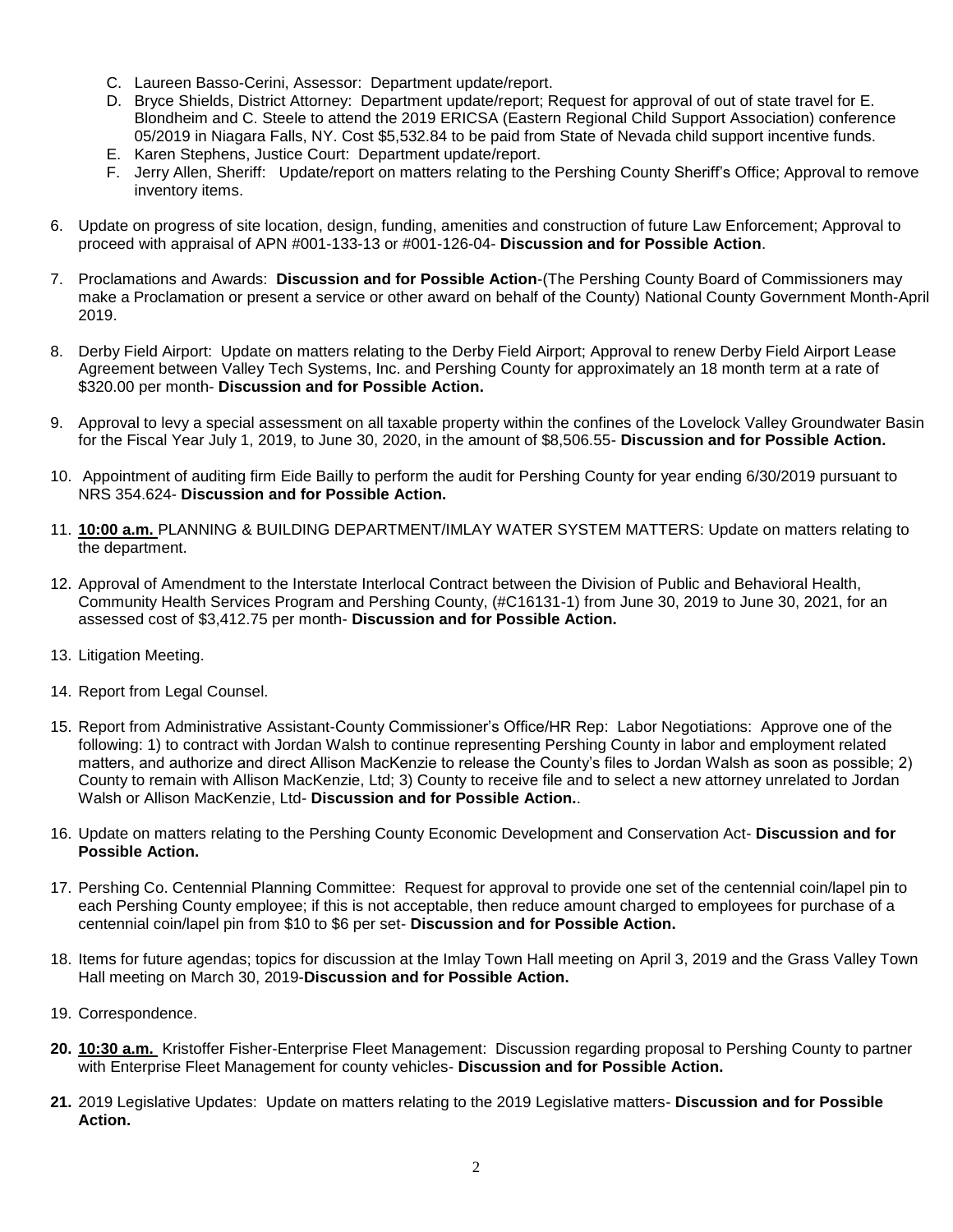C. Laureen Basso-Cerini, Assessor: Department update/report.
D. Bryce Shields, District Attorney: Department update/report; Request for approval of out of state travel for E. Blondheim and C. Steele to attend the 2019 ERICSA (Eastern Regional Child Support Association) conference 05/2019 in Niagara Falls, NY. Cost $5,532.84 to be paid from State of Nevada child support incentive funds.
E. Karen Stephens, Justice Court: Department update/report.
F. Jerry Allen, Sheriff: Update/report on matters relating to the Pershing County Sheriff's Office; Approval to remove inventory items.

6. Update on progress of site location, design, funding, amenities and construction of future Law Enforcement; Approval to proceed with appraisal of APN #001-133-13 or #001-126-04- **Discussion and for Possible Action**.

7. Proclamations and Awards: **Discussion and for Possible Action**-(The Pershing County Board of Commissioners may make a Proclamation or present a service or other award on behalf of the County) National County Government Month-April 2019.

8. Derby Field Airport: Update on matters relating to the Derby Field Airport; Approval to renew Derby Field Airport Lease Agreement between Valley Tech Systems, Inc. and Pershing County for approximately an 18 month term at a rate of $320.00 per month- **Discussion and for Possible Action.**

9. Approval to levy a special assessment on all taxable property within the confines of the Lovelock Valley Groundwater Basin for the Fiscal Year July 1, 2019, to June 30, 2020, in the amount of $8,506.55- **Discussion and for Possible Action.**

10. Appointment of auditing firm Eide Bailly to perform the audit for Pershing County for year ending 6/30/2019 pursuant to NRS 354.624- **Discussion and for Possible Action.**

11. **10:00 a.m.** PLANNING & BUILDING DEPARTMENT/IMLAY WATER SYSTEM MATTERS: Update on matters relating to the department.

12. Approval of Amendment to the Interstate Interlocal Contract between the Division of Public and Behavioral Health, Community Health Services Program and Pershing County, (#C16131-1) from June 30, 2019 to June 30, 2021, for an assessed cost of $3,412.75 per month- **Discussion and for Possible Action.**

13. Litigation Meeting.

14. Report from Legal Counsel.

15. Report from Administrative Assistant-County Commissioner's Office/HR Rep: Labor Negotiations: Approve one of the following: 1) to contract with Jordan Walsh to continue representing Pershing County in labor and employment related matters, and authorize and direct Allison MacKenzie to release the County's files to Jordan Walsh as soon as possible; 2) County to remain with Allison MacKenzie, Ltd; 3) County to receive file and to select a new attorney unrelated to Jordan Walsh or Allison MacKenzie, Ltd- **Discussion and for Possible Action.**.

16. Update on matters relating to the Pershing County Economic Development and Conservation Act- **Discussion and for Possible Action.**

17. Pershing Co. Centennial Planning Committee: Request for approval to provide one set of the centennial coin/lapel pin to each Pershing County employee; if this is not acceptable, then reduce amount charged to employees for purchase of a centennial coin/lapel pin from $10 to $6 per set- **Discussion and for Possible Action.**

18. Items for future agendas; topics for discussion at the Imlay Town Hall meeting on April 3, 2019 and the Grass Valley Town Hall meeting on March 30, 2019-**Discussion and for Possible Action.**

19. Correspondence.

**20.** **10:30 a.m.** Kristoffer Fisher-Enterprise Fleet Management: Discussion regarding proposal to Pershing County to partner with Enterprise Fleet Management for county vehicles- **Discussion and for Possible Action.**

**21.** 2019 Legislative Updates: Update on matters relating to the 2019 Legislative matters- **Discussion and for Possible Action.**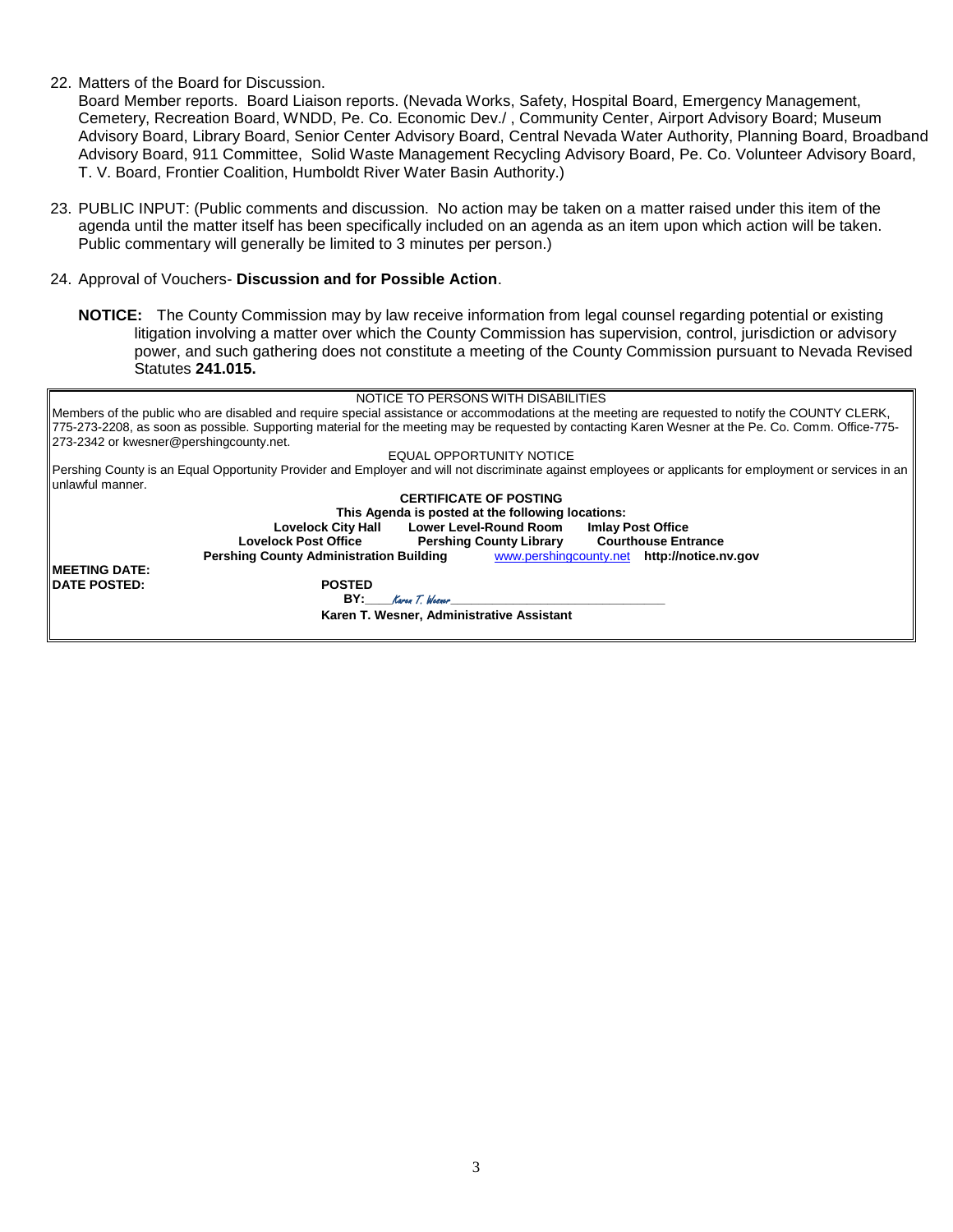22. Matters of the Board for Discussion.
    Board Member reports. Board Liaison reports. (Nevada Works, Safety, Hospital Board, Emergency Management, Cemetery, Recreation Board, WNDD, Pe. Co. Economic Dev./ , Community Center, Airport Advisory Board; Museum Advisory Board, Library Board, Senior Center Advisory Board, Central Nevada Water Authority, Planning Board, Broadband Advisory Board, 911 Committee, Solid Waste Management Recycling Advisory Board, Pe. Co. Volunteer Advisory Board, T. V. Board, Frontier Coalition, Humboldt River Water Basin Authority.)

23. PUBLIC INPUT: (Public comments and discussion. No action may be taken on a matter raised under this item of the agenda until the matter itself has been specifically included on an agenda as an item upon which action will be taken. Public commentary will generally be limited to 3 minutes per person.)

24. Approval of Vouchers- **Discussion and for Possible Action**.

**NOTICE:** The County Commission may by law receive information from legal counsel regarding potential or existing litigation involving a matter over which the County Commission has supervision, control, jurisdiction or advisory power, and such gathering does not constitute a meeting of the County Commission pursuant to Nevada Revised Statutes **241.015.**

NOTICE TO PERSONS WITH DISABILITIES

Members of the public who are disabled and require special assistance or accommodations at the meeting are requested to notify the COUNTY CLERK, 775-273-2208, as soon as possible. Supporting material for the meeting may be requested by contacting Karen Wesner at the Pe. Co. Comm. Office-775-273-2342 or kwesner@pershingcounty.net.

EQUAL OPPORTUNITY NOTICE

Pershing County is an Equal Opportunity Provider and Employer and will not discriminate against employees or applicants for employment or services in an unlawful manner.

**CERTIFICATE OF POSTING**

**This Agenda is posted at the following locations:**

**Lovelock City Hall** **Lower Level-Round Room** **Imlay Post Office**

**Lovelock Post Office** **Pershing County Library** **Courthouse Entrance**

**Pershing County Administration Building** www.pershingcounty.net **http://notice.nv.gov**

**MEETING DATE:**

**DATE POSTED:** **POSTED BY:** Karen T. Wesner

**Karen T. Wesner, Administrative Assistant**